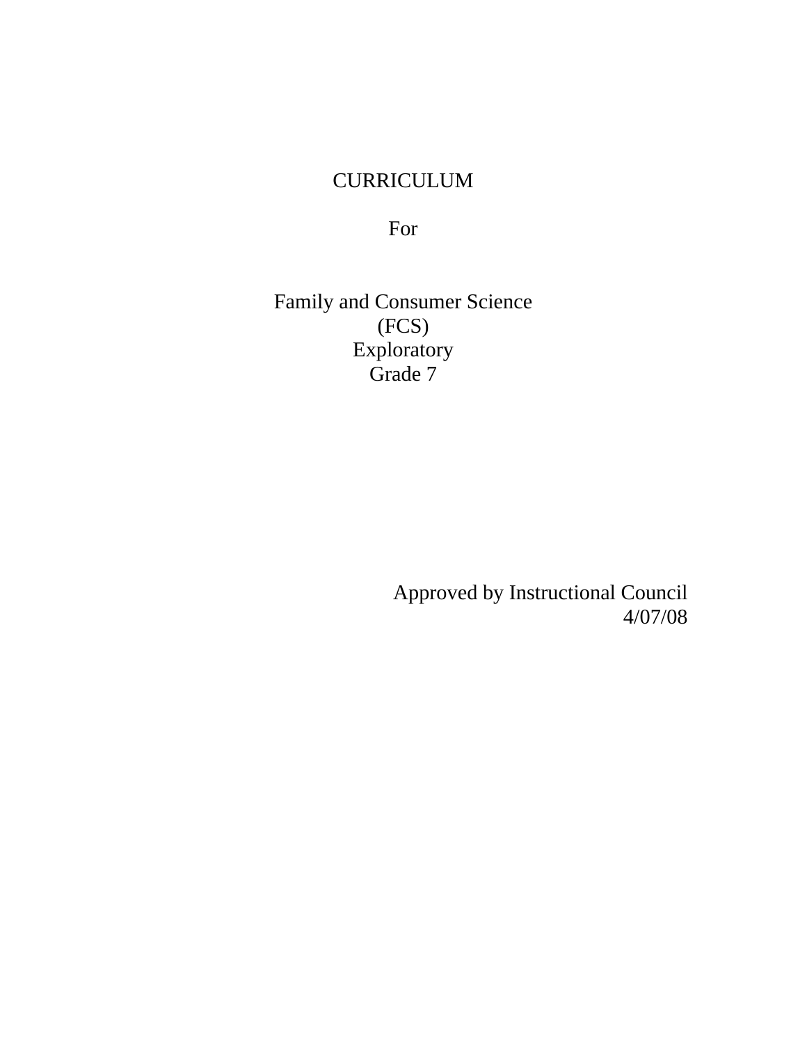# CURRICULUM

For

## Family and Consumer Science
## (FCS)
## Exploratory
## Grade 7

Approved by Instructional Council
4/07/08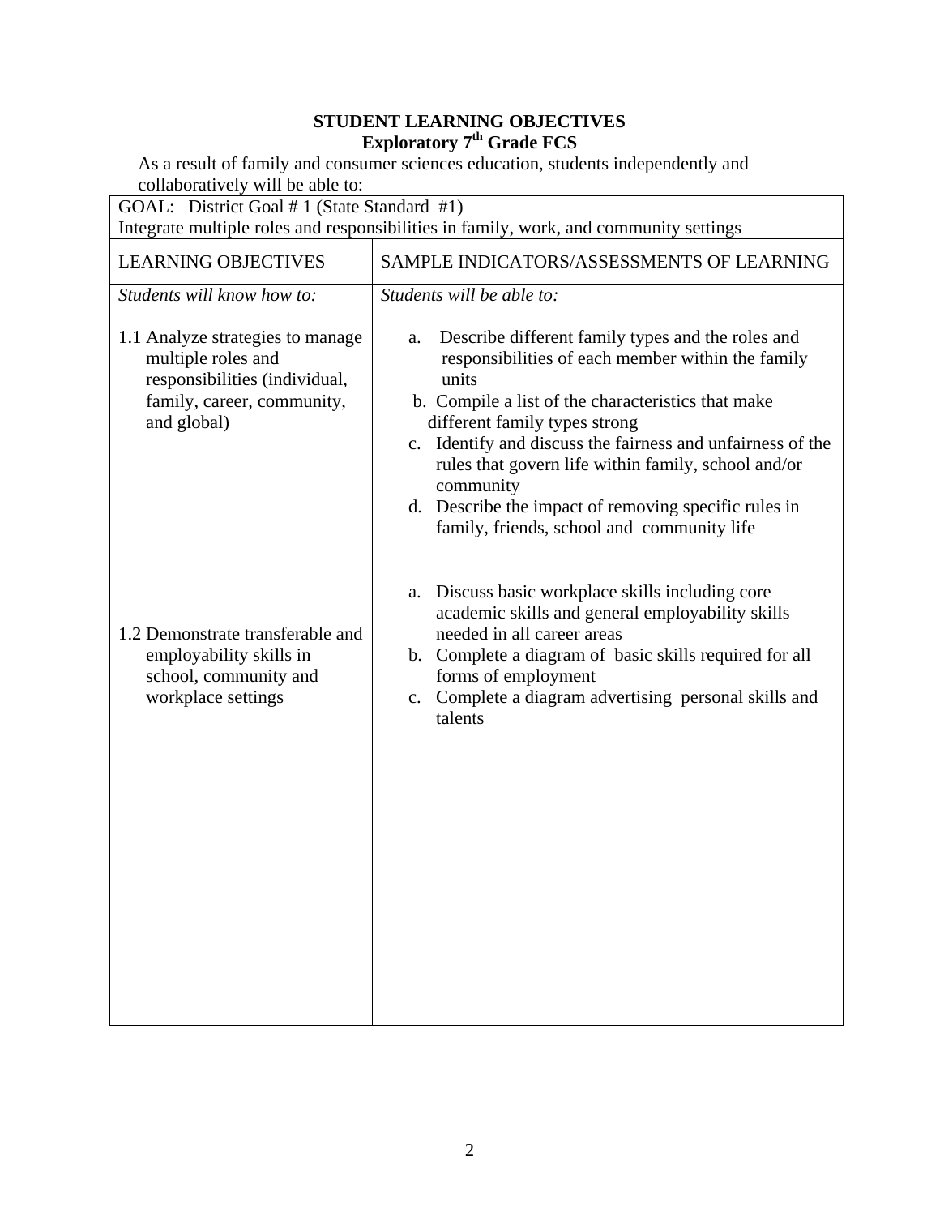# STUDENT LEARNING OBJECTIVES
## Exploratory 7th Grade FCS

As a result of family and consumer sciences education, students independently and collaboratively will be able to:

| GOAL: District Goal # 1 (State Standard #1)<br>Integrate multiple roles and responsibilities in family, work, and community settings | |
|---|---|
| LEARNING OBJECTIVES | SAMPLE INDICATORS/ASSESSMENTS OF LEARNING |
| *Students will know how to:* | *Students will be able to:* |
| 1.1 Analyze strategies to manage multiple roles and responsibilities (individual, family, career, community, and global) | a. Describe different family types and the roles and responsibilities of each member within the family units<br>b. Compile a list of the characteristics that make different family types strong<br>c. Identify and discuss the fairness and unfairness of the rules that govern life within family, school and/or community<br>d. Describe the impact of removing specific rules in family, friends, school and community life |
| 1.2 Demonstrate transferable and employability skills in school, community and workplace settings | a. Discuss basic workplace skills including core academic skills and general employability skills needed in all career areas<br>b. Complete a diagram of basic skills required for all forms of employment<br>c. Complete a diagram advertising personal skills and talents |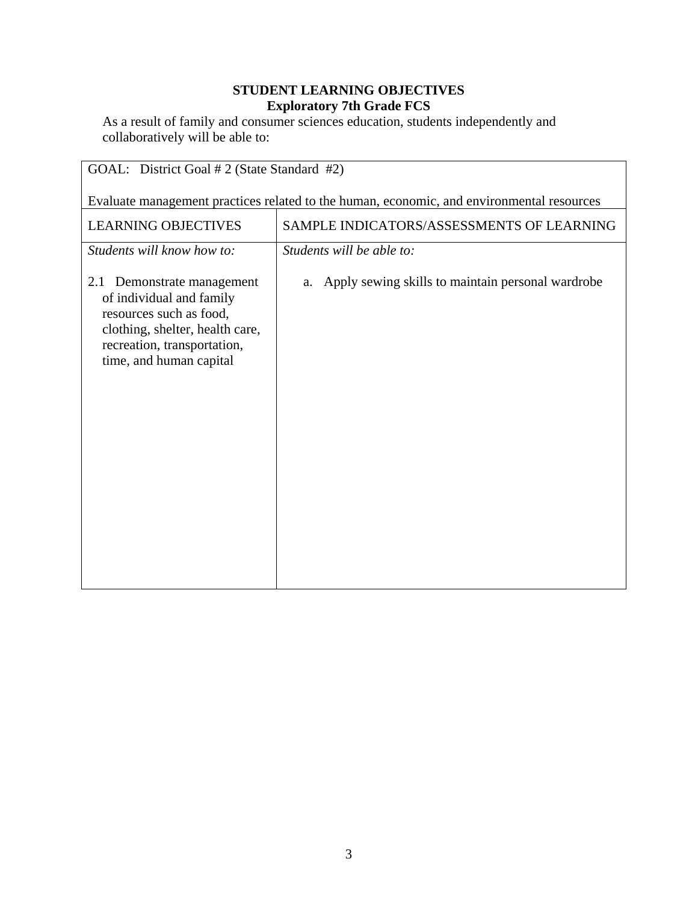**STUDENT LEARNING OBJECTIVES**
**Exploratory 7th Grade FCS**

As a result of family and consumer sciences education, students independently and collaboratively will be able to:

| GOAL: District Goal # 2 (State Standard #2)<br><br>Evaluate management practices related to the human, economic, and environmental resources | |
|---|---|
| LEARNING OBJECTIVES | SAMPLE INDICATORS/ASSESSMENTS OF LEARNING |
| *Students will know how to:*<br><br>2.1 Demonstrate management of individual and family resources such as food, clothing, shelter, health care, recreation, transportation, time, and human capital | *Students will be able to:*<br><br>a. Apply sewing skills to maintain personal wardrobe |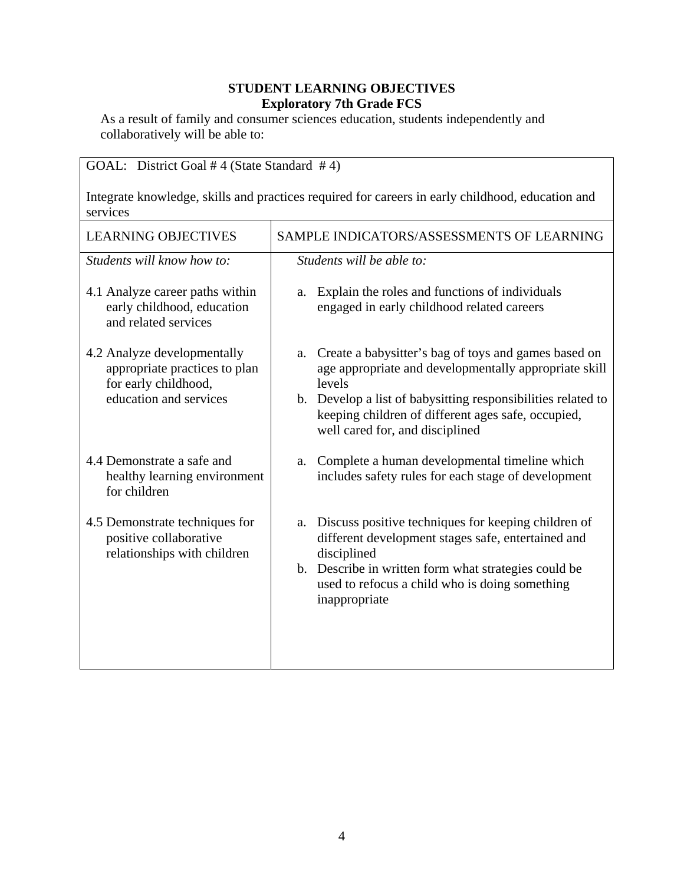# STUDENT LEARNING OBJECTIVES

## Exploratory 7th Grade FCS

As a result of family and consumer sciences education, students independently and collaboratively will be able to:

GOAL: District Goal # 4 (State Standard # 4)

Integrate knowledge, skills and practices required for careers in early childhood, education and services

| LEARNING OBJECTIVES | SAMPLE INDICATORS/ASSESSMENTS OF LEARNING |
|---|---|
| *Students will know how to:* | *Students will be able to:* |
| 4.1 Analyze career paths within early childhood, education and related services | a. Explain the roles and functions of individuals engaged in early childhood related careers |
| 4.2 Analyze developmentally appropriate practices to plan for early childhood, education and services | a. Create a babysitter's bag of toys and games based on age appropriate and developmentally appropriate skill levels<br>b. Develop a list of babysitting responsibilities related to keeping children of different ages safe, occupied, well cared for, and disciplined |
| 4.4 Demonstrate a safe and healthy learning environment for children | a. Complete a human developmental timeline which includes safety rules for each stage of development |
| 4.5 Demonstrate techniques for positive collaborative relationships with children | a. Discuss positive techniques for keeping children of different development stages safe, entertained and disciplined<br>b. Describe in written form what strategies could be used to refocus a child who is doing something inappropriate |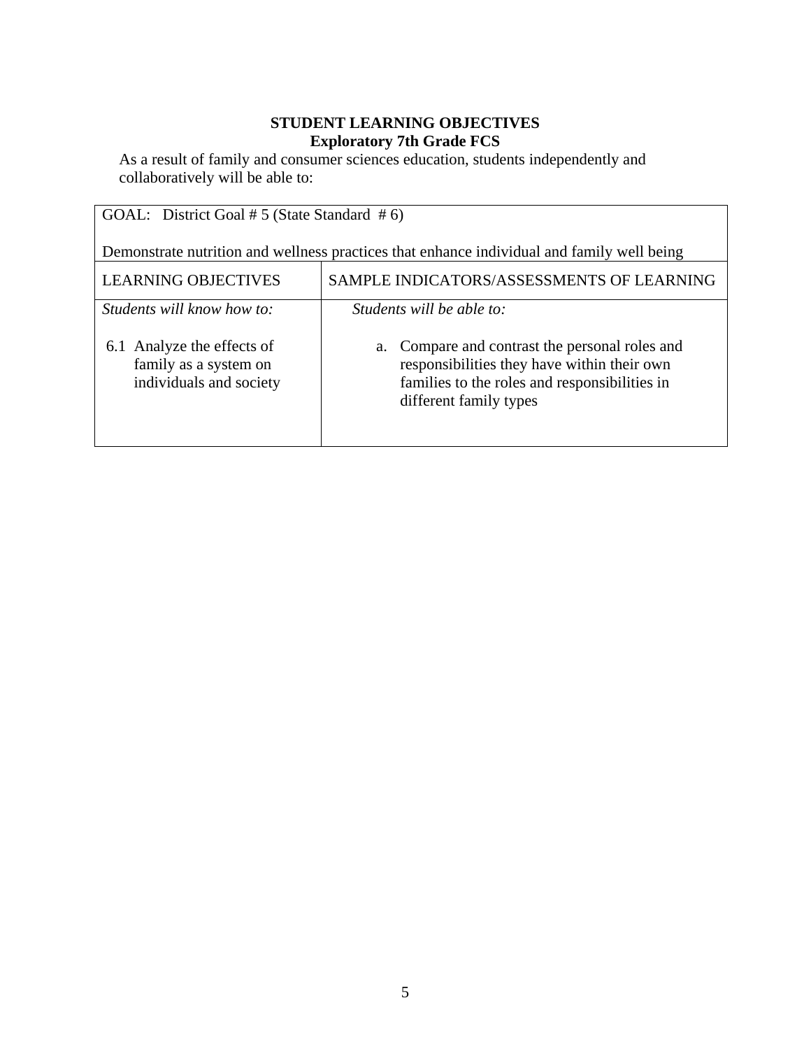**STUDENT LEARNING OBJECTIVES**
**Exploratory 7th Grade FCS**

As a result of family and consumer sciences education, students independently and collaboratively will be able to:

| GOAL: District Goal # 5 (State Standard # 6)<br><br>Demonstrate nutrition and wellness practices that enhance individual and family well being | |
|---|---|
| LEARNING OBJECTIVES | SAMPLE INDICATORS/ASSESSMENTS OF LEARNING |
| *Students will know how to:*<br><br>6.1 Analyze the effects of family as a system on individuals and society | *Students will be able to:*<br><br>a. Compare and contrast the personal roles and responsibilities they have within their own families to the roles and responsibilities in different family types |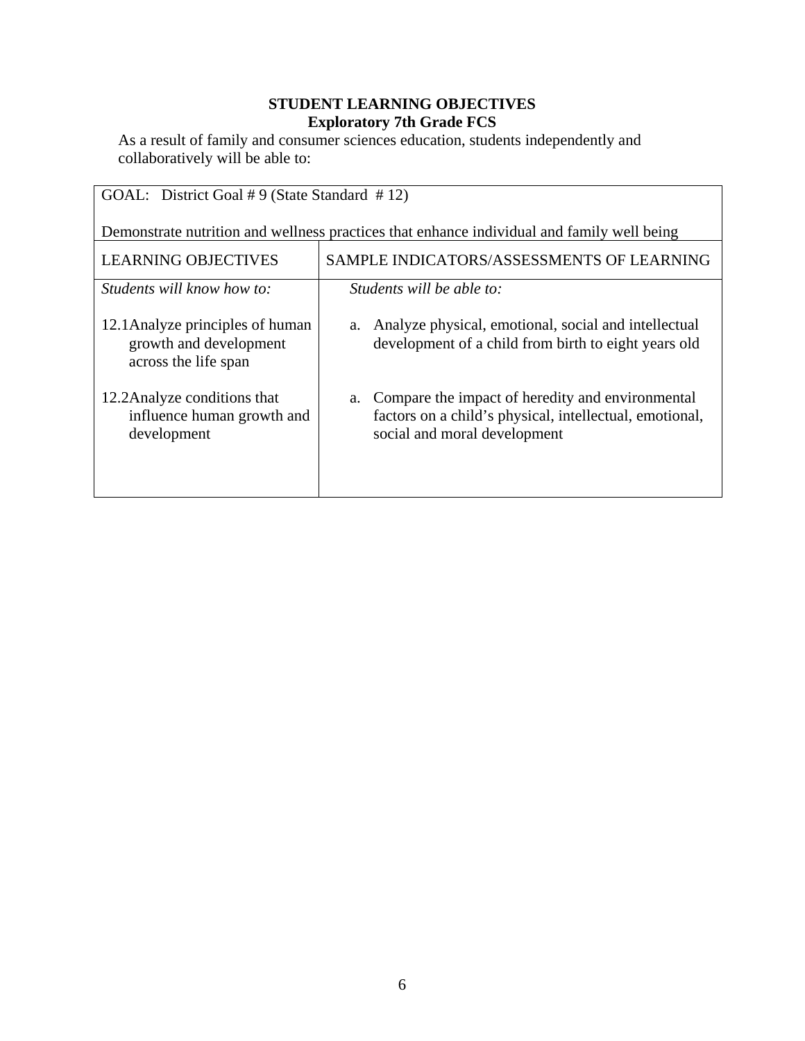**STUDENT LEARNING OBJECTIVES**
**Exploratory 7th Grade FCS**

As a result of family and consumer sciences education, students independently and collaboratively will be able to:

| GOAL: District Goal # 9 (State Standard # 12)<br><br>Demonstrate nutrition and wellness practices that enhance individual and family well being | |
|---|---|
| LEARNING OBJECTIVES | SAMPLE INDICATORS/ASSESSMENTS OF LEARNING |
| *Students will know how to:* | *Students will be able to:* |
| 12.1 Analyze principles of human growth and development across the life span | a. Analyze physical, emotional, social and intellectual development of a child from birth to eight years old |
| 12.2 Analyze conditions that influence human growth and development | a. Compare the impact of heredity and environmental factors on a child's physical, intellectual, emotional, social and moral development |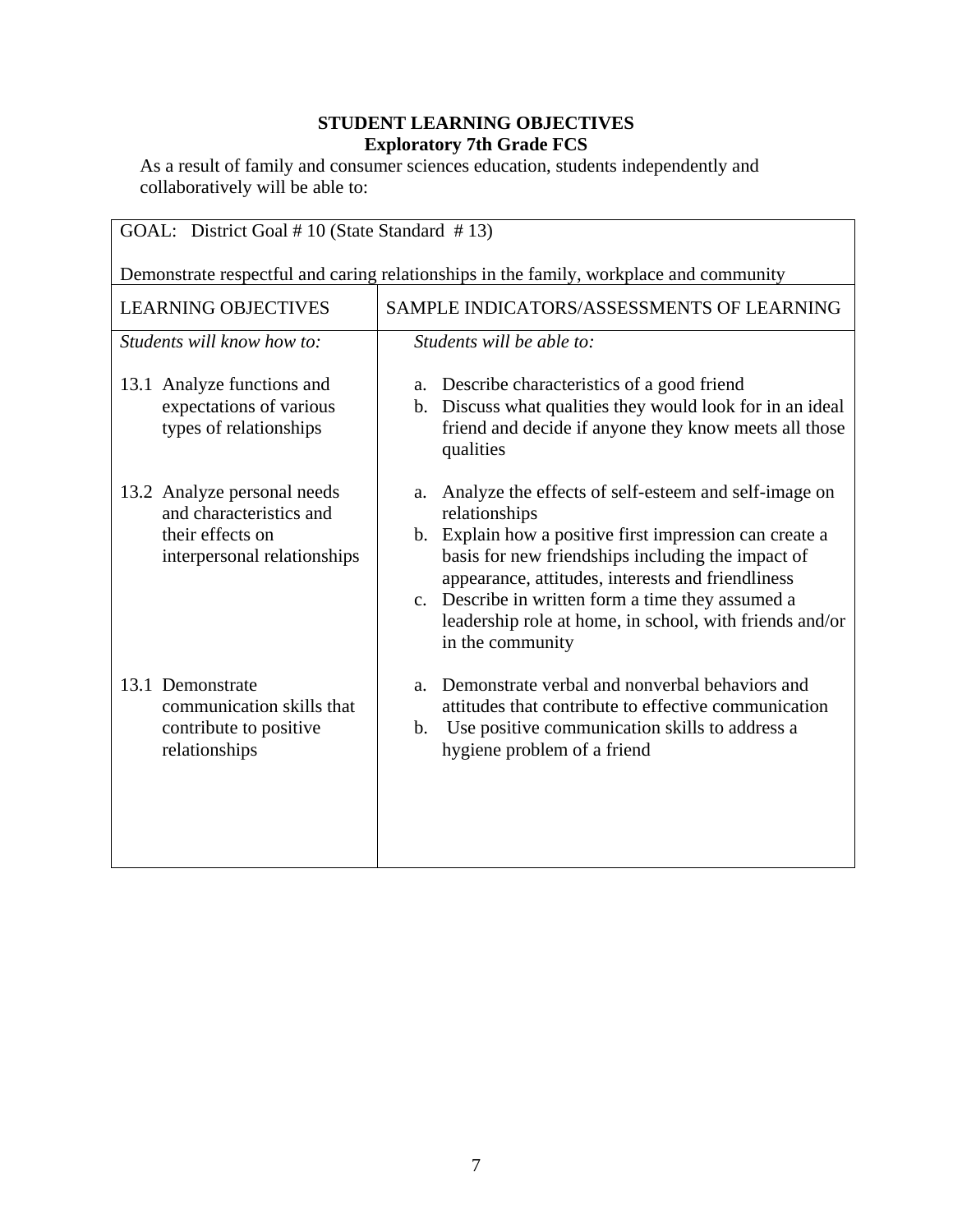# STUDENT LEARNING OBJECTIVES
## Exploratory 7th Grade FCS

As a result of family and consumer sciences education, students independently and collaboratively will be able to:

| GOAL: District Goal # 10 (State Standard # 13)<br><br>Demonstrate respectful and caring relationships in the family, workplace and community | |
|---|---|
| LEARNING OBJECTIVES | SAMPLE INDICATORS/ASSESSMENTS OF LEARNING |
| *Students will know how to:* | *Students will be able to:* |
| 13.1 Analyze functions and expectations of various types of relationships | a. Describe characteristics of a good friend<br>b. Discuss what qualities they would look for in an ideal friend and decide if anyone they know meets all those qualities |
| 13.2 Analyze personal needs and characteristics and their effects on interpersonal relationships | a. Analyze the effects of self-esteem and self-image on relationships<br>b. Explain how a positive first impression can create a basis for new friendships including the impact of appearance, attitudes, interests and friendliness<br>c. Describe in written form a time they assumed a leadership role at home, in school, with friends and/or in the community |
| 13.1 Demonstrate communication skills that contribute to positive relationships | a. Demonstrate verbal and nonverbal behaviors and attitudes that contribute to effective communication<br>b. Use positive communication skills to address a hygiene problem of a friend |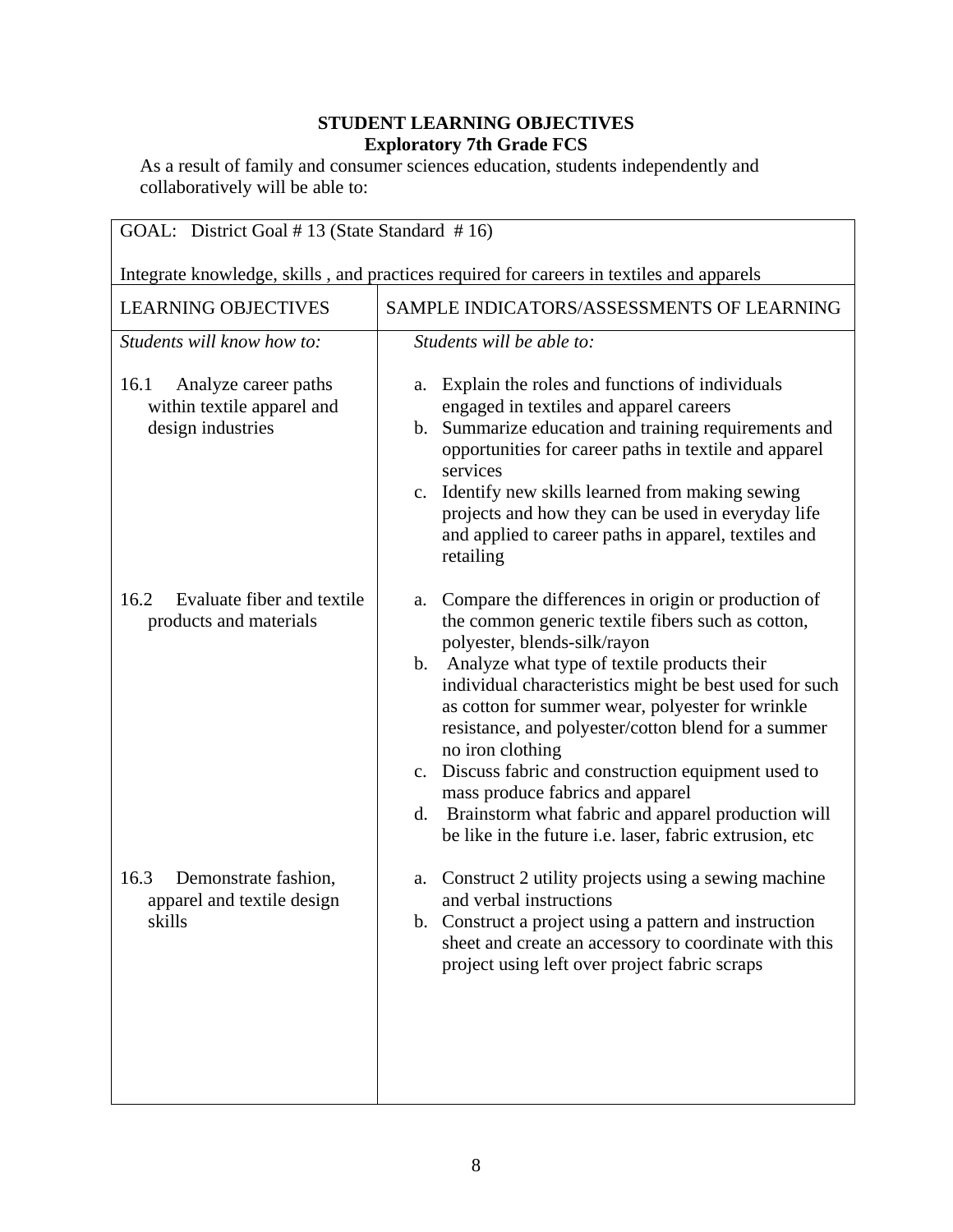**STUDENT LEARNING OBJECTIVES**
**Exploratory 7th Grade FCS**

As a result of family and consumer sciences education, students independently and collaboratively will be able to:

| GOAL: District Goal # 13 (State Standard # 16)<br><br>Integrate knowledge, skills , and practices required for careers in textiles and apparels | |
|---|---|
| LEARNING OBJECTIVES | SAMPLE INDICATORS/ASSESSMENTS OF LEARNING |
| *Students will know how to:* | *Students will be able to:* |
| 16.1 Analyze career paths within textile apparel and design industries | a. Explain the roles and functions of individuals engaged in textiles and apparel careers<br>b. Summarize education and training requirements and opportunities for career paths in textile and apparel services<br>c. Identify new skills learned from making sewing projects and how they can be used in everyday life and applied to career paths in apparel, textiles and retailing |
| 16.2 Evaluate fiber and textile products and materials | a. Compare the differences in origin or production of the common generic textile fibers such as cotton, polyester, blends-silk/rayon<br>b. Analyze what type of textile products their individual characteristics might be best used for such as cotton for summer wear, polyester for wrinkle resistance, and polyester/cotton blend for a summer no iron clothing<br>c. Discuss fabric and construction equipment used to mass produce fabrics and apparel<br>d. Brainstorm what fabric and apparel production will be like in the future i.e. laser, fabric extrusion, etc |
| 16.3 Demonstrate fashion, apparel and textile design skills | a. Construct 2 utility projects using a sewing machine and verbal instructions<br>b. Construct a project using a pattern and instruction sheet and create an accessory to coordinate with this project using left over project fabric scraps |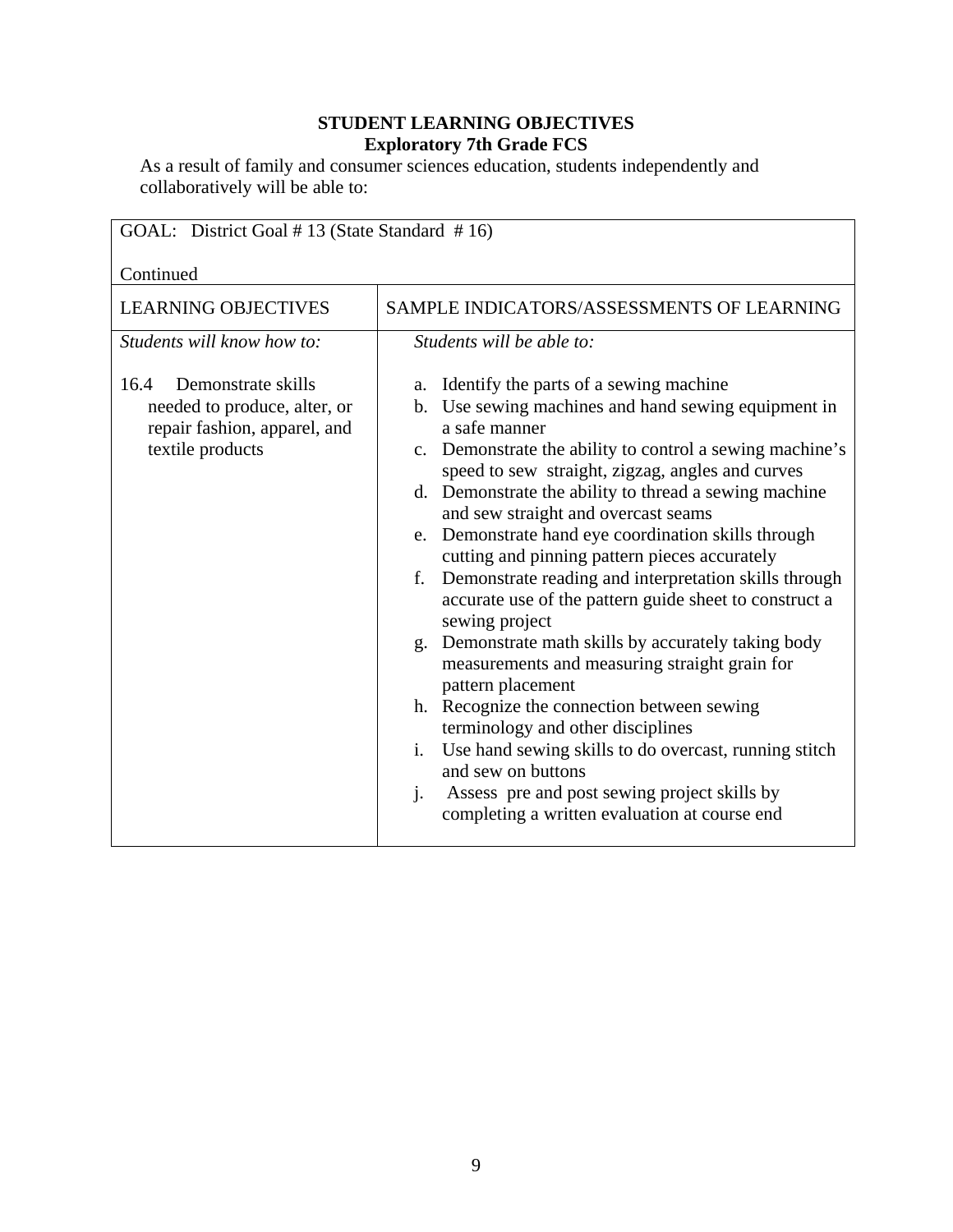**STUDENT LEARNING OBJECTIVES**
**Exploratory 7th Grade FCS**

As a result of family and consumer sciences education, students independently and collaboratively will be able to:

| GOAL: District Goal # 13 (State Standard # 16)<br><br>Continued | |
|---|---|
| LEARNING OBJECTIVES | SAMPLE INDICATORS/ASSESSMENTS OF LEARNING |
| *Students will know how to:*<br><br>16.4 Demonstrate skills needed to produce, alter, or repair fashion, apparel, and textile products | *Students will be able to:*<br><br>a. Identify the parts of a sewing machine<br>b. Use sewing machines and hand sewing equipment in a safe manner<br>c. Demonstrate the ability to control a sewing machine's speed to sew straight, zigzag, angles and curves<br>d. Demonstrate the ability to thread a sewing machine and sew straight and overcast seams<br>e. Demonstrate hand eye coordination skills through cutting and pinning pattern pieces accurately<br>f. Demonstrate reading and interpretation skills through accurate use of the pattern guide sheet to construct a sewing project<br>g. Demonstrate math skills by accurately taking body measurements and measuring straight grain for pattern placement<br>h. Recognize the connection between sewing terminology and other disciplines<br>i. Use hand sewing skills to do overcast, running stitch and sew on buttons<br>j. Assess pre and post sewing project skills by completing a written evaluation at course end |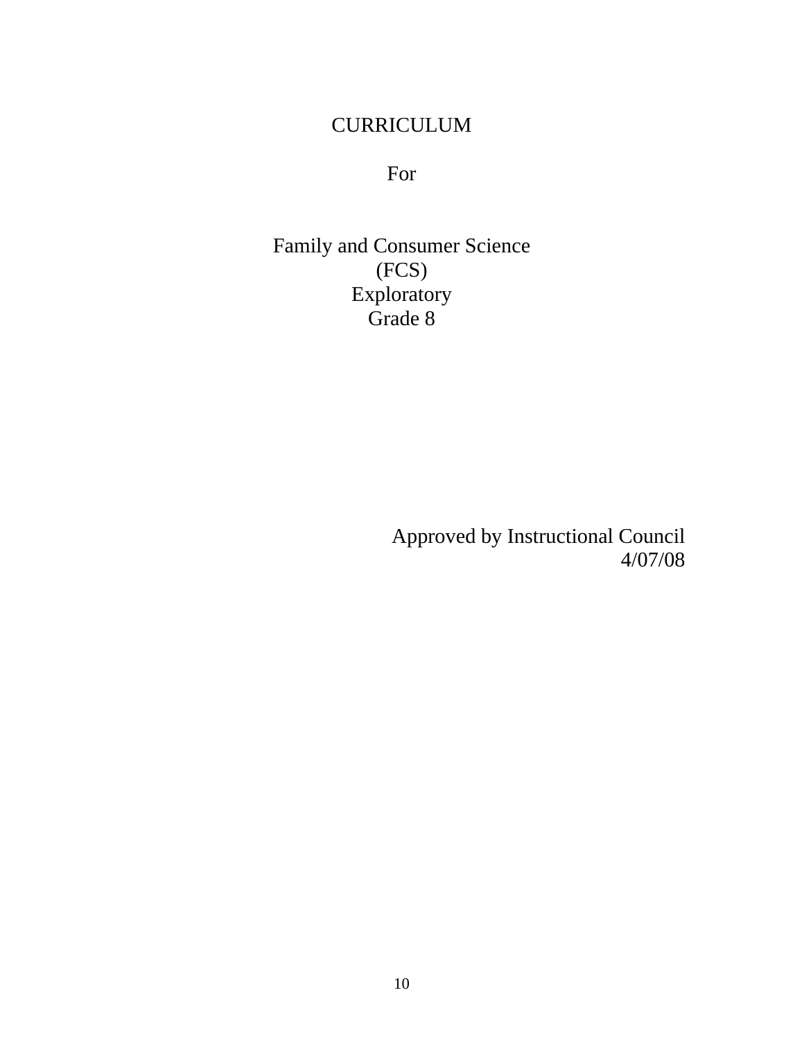# CURRICULUM

For

Family and Consumer Science
(FCS)
Exploratory
Grade 8

Approved by Instructional Council
4/07/08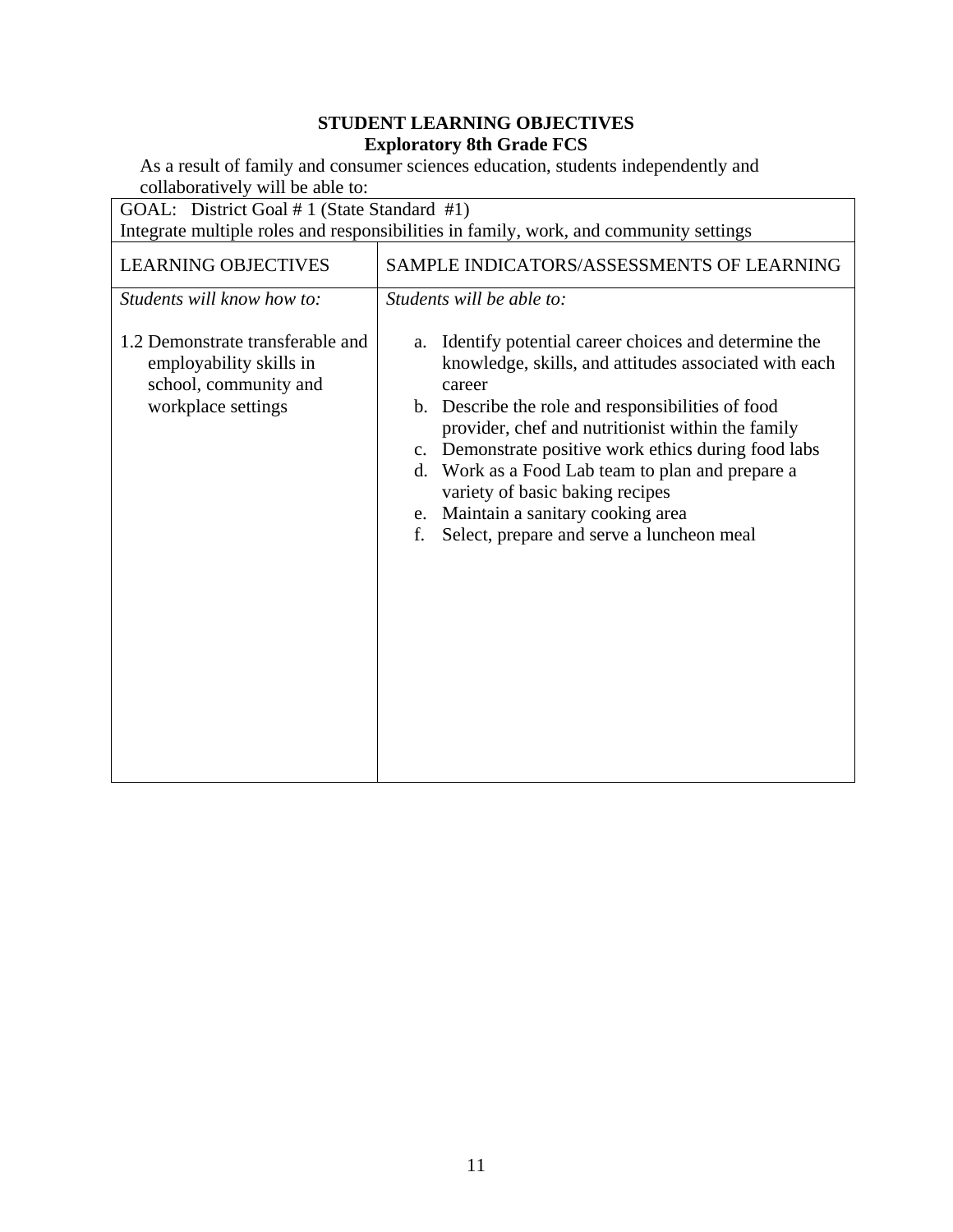## STUDENT LEARNING OBJECTIVES
### Exploratory 8th Grade FCS

As a result of family and consumer sciences education, students independently and collaboratively will be able to:

| GOAL: District Goal # 1 (State Standard #1)<br>Integrate multiple roles and responsibilities in family, work, and community settings | |
|---|---|
| LEARNING OBJECTIVES | SAMPLE INDICATORS/ASSESSMENTS OF LEARNING |
| *Students will know how to:*<br><br>1.2 Demonstrate transferable and employability skills in school, community and workplace settings | *Students will be able to:*<br><br>a. Identify potential career choices and determine the knowledge, skills, and attitudes associated with each career<br>b. Describe the role and responsibilities of food provider, chef and nutritionist within the family<br>c. Demonstrate positive work ethics during food labs<br>d. Work as a Food Lab team to plan and prepare a variety of basic baking recipes<br>e. Maintain a sanitary cooking area<br>f. Select, prepare and serve a luncheon meal |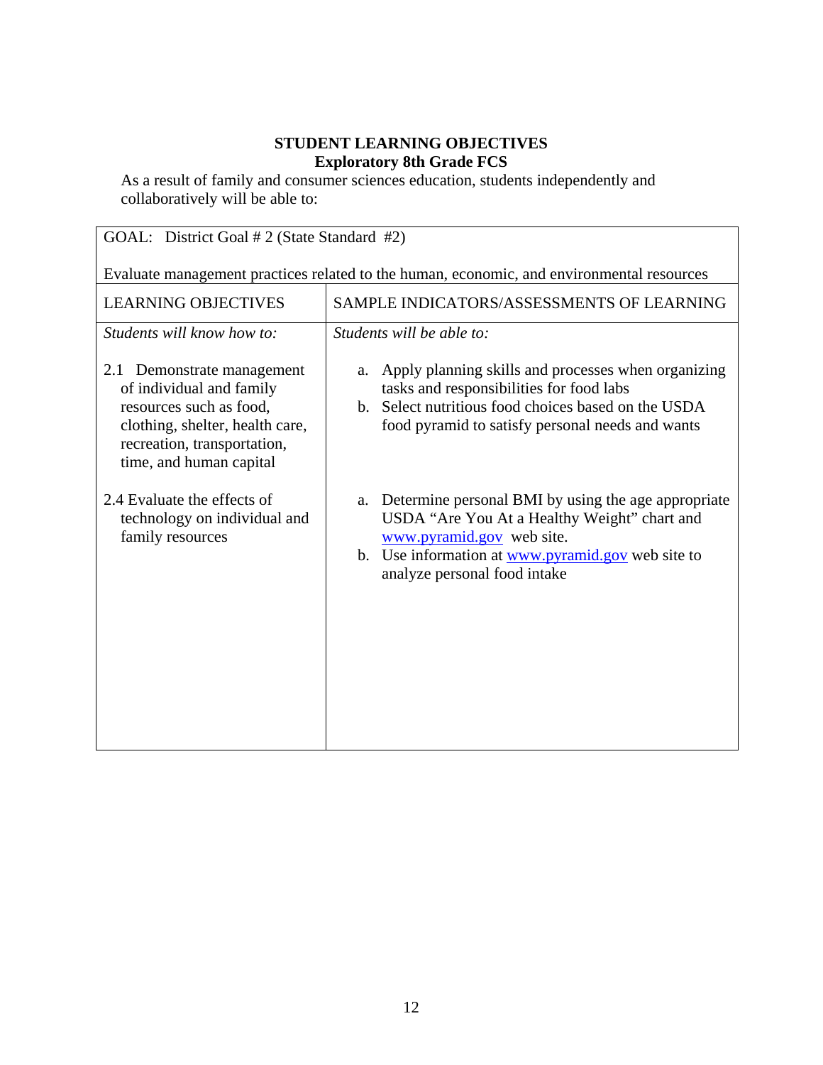**STUDENT LEARNING OBJECTIVES**
**Exploratory 8th Grade FCS**

As a result of family and consumer sciences education, students independently and collaboratively will be able to:

| GOAL: District Goal # 2 (State Standard #2)<br><br>Evaluate management practices related to the human, economic, and environmental resources | |
|---|---|
| LEARNING OBJECTIVES | SAMPLE INDICATORS/ASSESSMENTS OF LEARNING |
| *Students will know how to:* | *Students will be able to:* |
| 2.1 Demonstrate management of individual and family resources such as food, clothing, shelter, health care, recreation, transportation, time, and human capital | a. Apply planning skills and processes when organizing tasks and responsibilities for food labs<br>b. Select nutritious food choices based on the USDA food pyramid to satisfy personal needs and wants |
| 2.4 Evaluate the effects of technology on individual and family resources | a. Determine personal BMI by using the age appropriate USDA "Are You At a Healthy Weight" chart and www.pyramid.gov web site.<br>b. Use information at www.pyramid.gov web site to analyze personal food intake |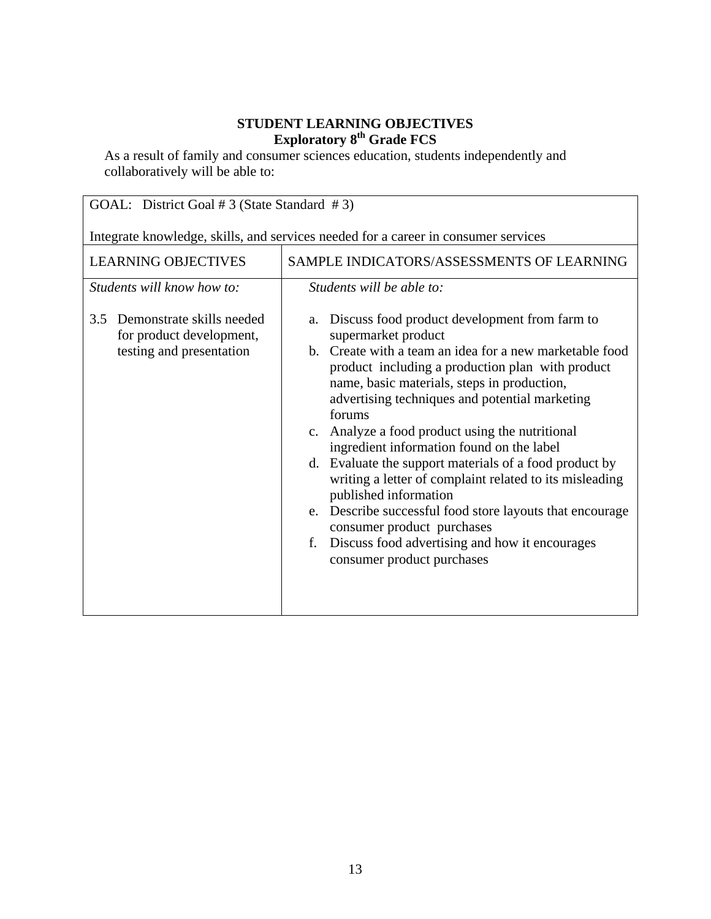**STUDENT LEARNING OBJECTIVES**
**Exploratory 8th Grade FCS**

As a result of family and consumer sciences education, students independently and collaboratively will be able to:

| GOAL: District Goal # 3 (State Standard # 3)<br><br>Integrate knowledge, skills, and services needed for a career in consumer services | |
|---|---|
| LEARNING OBJECTIVES | SAMPLE INDICATORS/ASSESSMENTS OF LEARNING |
| *Students will know how to:*<br><br>3.5 Demonstrate skills needed for product development, testing and presentation | *Students will be able to:*<br><br>a. Discuss food product development from farm to supermarket product<br>b. Create with a team an idea for a new marketable food product including a production plan with product name, basic materials, steps in production, advertising techniques and potential marketing forums<br>c. Analyze a food product using the nutritional ingredient information found on the label<br>d. Evaluate the support materials of a food product by writing a letter of complaint related to its misleading published information<br>e. Describe successful food store layouts that encourage consumer product purchases<br>f. Discuss food advertising and how it encourages consumer product purchases |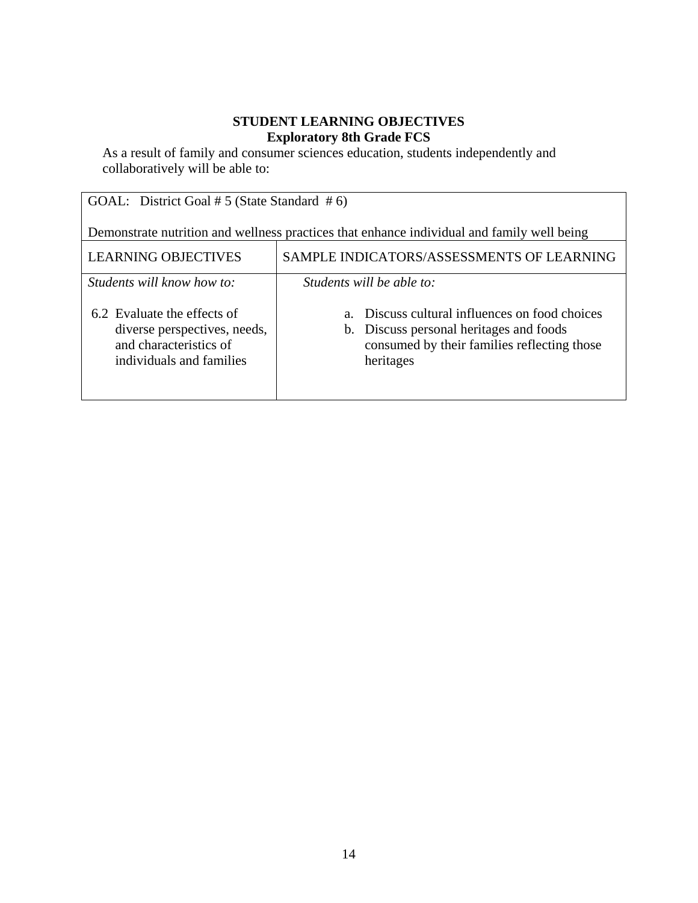**STUDENT LEARNING OBJECTIVES**
**Exploratory 8th Grade FCS**

As a result of family and consumer sciences education, students independently and collaboratively will be able to:

| GOAL: District Goal # 5 (State Standard # 6)<br><br>Demonstrate nutrition and wellness practices that enhance individual and family well being | |
|---|---|
| LEARNING OBJECTIVES | SAMPLE INDICATORS/ASSESSMENTS OF LEARNING |
| *Students will know how to:*<br><br>6.2 Evaluate the effects of diverse perspectives, needs, and characteristics of individuals and families | *Students will be able to:*<br><br>a. Discuss cultural influences on food choices<br>b. Discuss personal heritages and foods consumed by their families reflecting those heritages |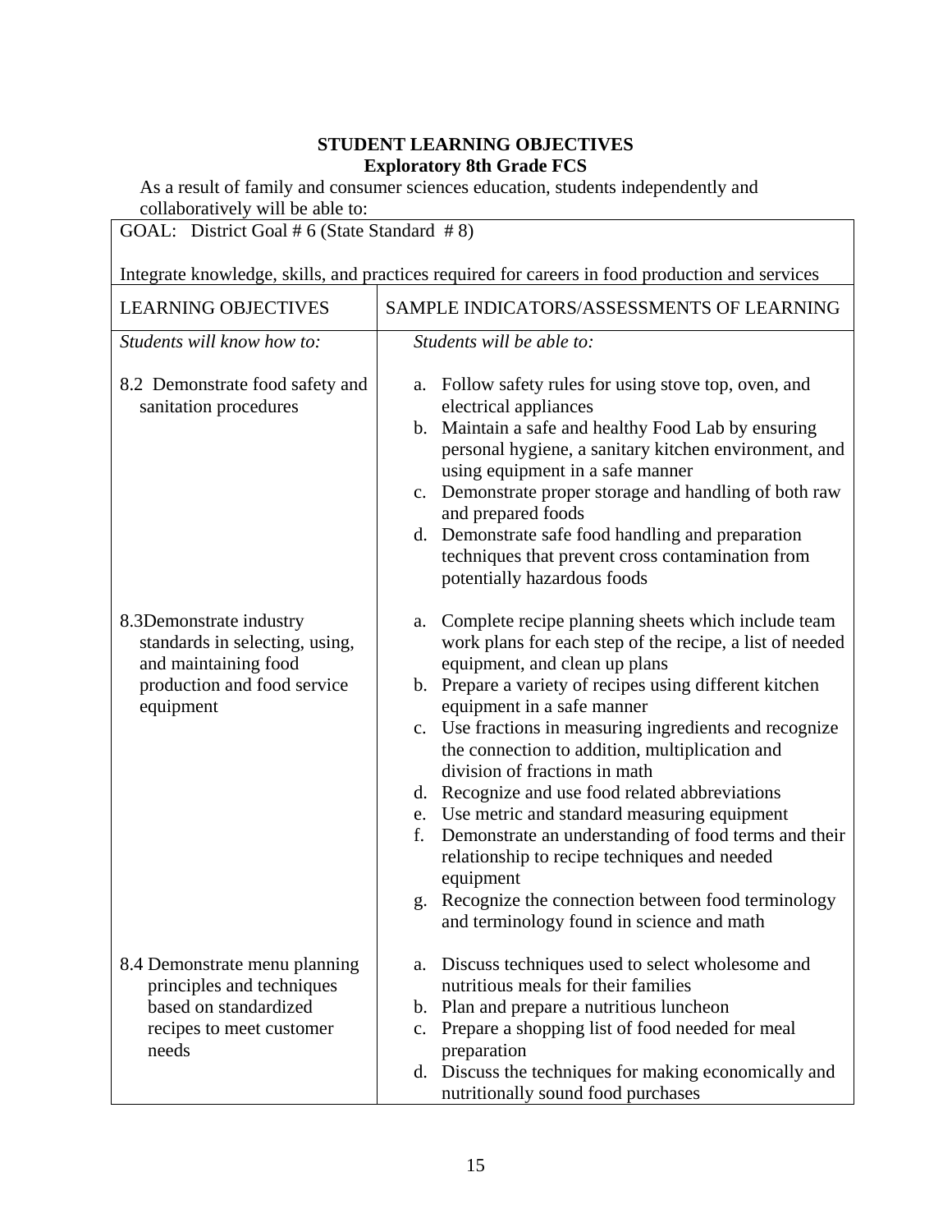**STUDENT LEARNING OBJECTIVES**
**Exploratory 8th Grade FCS**

As a result of family and consumer sciences education, students independently and collaboratively will be able to:

| GOAL: District Goal # 6 (State Standard # 8)<br><br>Integrate knowledge, skills, and practices required for careers in food production and services | |
|---|---|
| LEARNING OBJECTIVES | SAMPLE INDICATORS/ASSESSMENTS OF LEARNING |
| *Students will know how to:* | *Students will be able to:* |
| 8.2 Demonstrate food safety and sanitation procedures | a. Follow safety rules for using stove top, oven, and electrical appliances<br>b. Maintain a safe and healthy Food Lab by ensuring personal hygiene, a sanitary kitchen environment, and using equipment in a safe manner<br>c. Demonstrate proper storage and handling of both raw and prepared foods<br>d. Demonstrate safe food handling and preparation techniques that prevent cross contamination from potentially hazardous foods |
| 8.3Demonstrate industry standards in selecting, using, and maintaining food production and food service equipment | a. Complete recipe planning sheets which include team work plans for each step of the recipe, a list of needed equipment, and clean up plans<br>b. Prepare a variety of recipes using different kitchen equipment in a safe manner<br>c. Use fractions in measuring ingredients and recognize the connection to addition, multiplication and division of fractions in math<br>d. Recognize and use food related abbreviations<br>e. Use metric and standard measuring equipment<br>f. Demonstrate an understanding of food terms and their relationship to recipe techniques and needed equipment<br>g. Recognize the connection between food terminology and terminology found in science and math |
| 8.4 Demonstrate menu planning principles and techniques based on standardized recipes to meet customer needs | a. Discuss techniques used to select wholesome and nutritious meals for their families<br>b. Plan and prepare a nutritious luncheon<br>c. Prepare a shopping list of food needed for meal preparation<br>d. Discuss the techniques for making economically and nutritionally sound food purchases |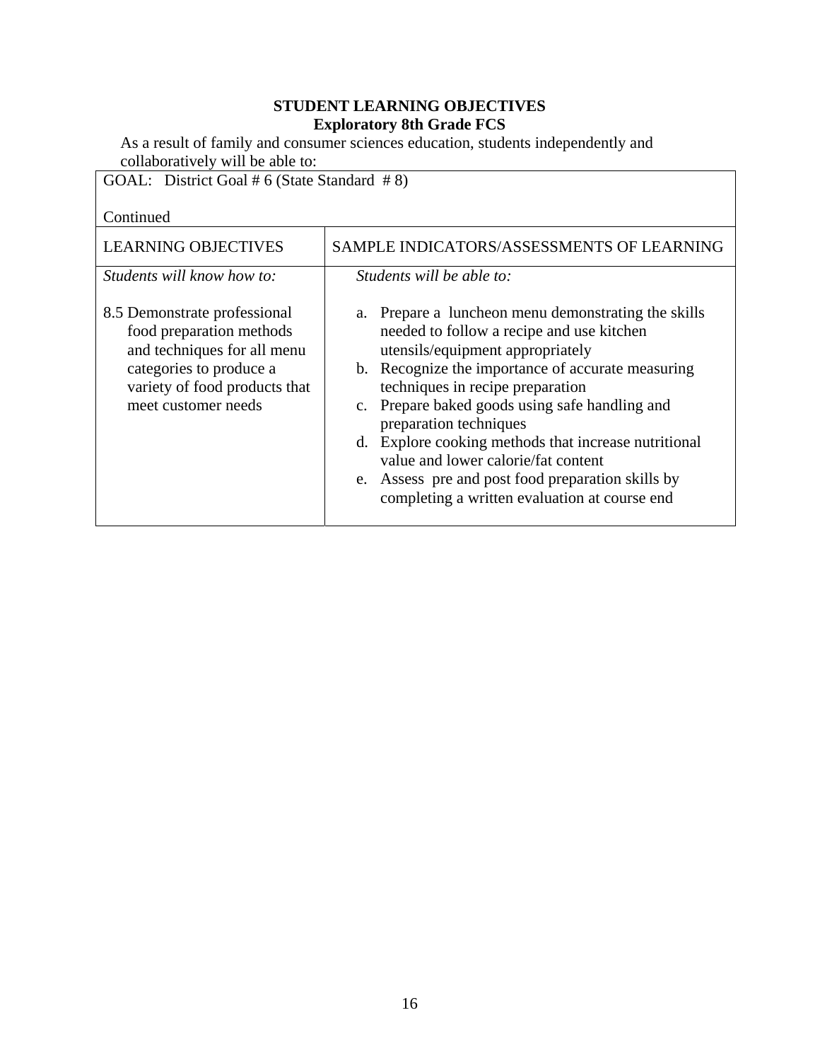**STUDENT LEARNING OBJECTIVES**
**Exploratory 8th Grade FCS**

As a result of family and consumer sciences education, students independently and collaboratively will be able to:

| GOAL: District Goal # 6 (State Standard # 8)<br><br>Continued | |
|---|---|
| LEARNING OBJECTIVES | SAMPLE INDICATORS/ASSESSMENTS OF LEARNING |
| *Students will know how to:*<br><br>8.5 Demonstrate professional food preparation methods and techniques for all menu categories to produce a variety of food products that meet customer needs | *Students will be able to:*<br><br>a. Prepare a luncheon menu demonstrating the skills needed to follow a recipe and use kitchen utensils/equipment appropriately<br>b. Recognize the importance of accurate measuring techniques in recipe preparation<br>c. Prepare baked goods using safe handling and preparation techniques<br>d. Explore cooking methods that increase nutritional value and lower calorie/fat content<br>e. Assess pre and post food preparation skills by completing a written evaluation at course end |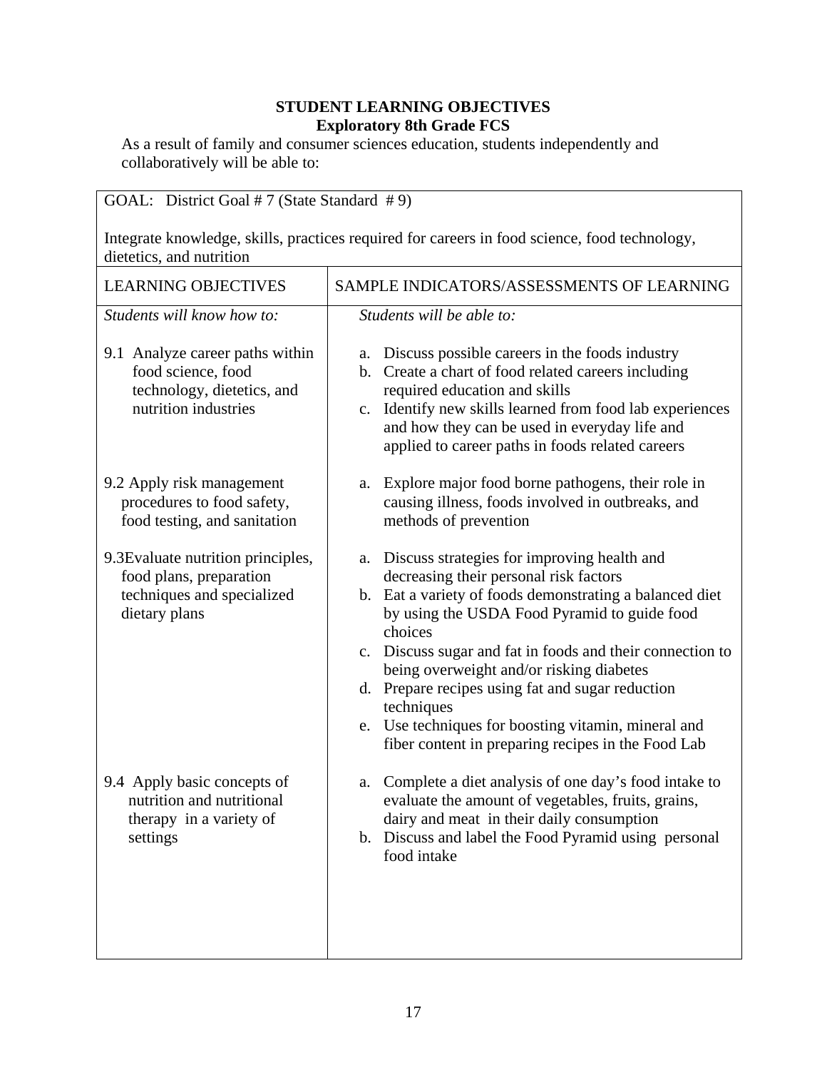**STUDENT LEARNING OBJECTIVES**
**Exploratory 8th Grade FCS**

As a result of family and consumer sciences education, students independently and collaboratively will be able to:

| GOAL: District Goal # 7 (State Standard # 9)<br><br>Integrate knowledge, skills, practices required for careers in food science, food technology, dietetics, and nutrition | |
|---|---|
| LEARNING OBJECTIVES | SAMPLE INDICATORS/ASSESSMENTS OF LEARNING |
| *Students will know how to:* | *Students will be able to:* |
| 9.1 Analyze career paths within food science, food technology, dietetics, and nutrition industries | a. Discuss possible careers in the foods industry<br>b. Create a chart of food related careers including required education and skills<br>c. Identify new skills learned from food lab experiences and how they can be used in everyday life and applied to career paths in foods related careers |
| 9.2 Apply risk management procedures to food safety, food testing, and sanitation | a. Explore major food borne pathogens, their role in causing illness, foods involved in outbreaks, and methods of prevention |
| 9.3Evaluate nutrition principles, food plans, preparation techniques and specialized dietary plans | a. Discuss strategies for improving health and decreasing their personal risk factors<br>b. Eat a variety of foods demonstrating a balanced diet by using the USDA Food Pyramid to guide food choices<br>c. Discuss sugar and fat in foods and their connection to being overweight and/or risking diabetes<br>d. Prepare recipes using fat and sugar reduction techniques<br>e. Use techniques for boosting vitamin, mineral and fiber content in preparing recipes in the Food Lab |
| 9.4 Apply basic concepts of nutrition and nutritional therapy in a variety of settings | a. Complete a diet analysis of one day's food intake to evaluate the amount of vegetables, fruits, grains, dairy and meat in their daily consumption<br>b. Discuss and label the Food Pyramid using personal food intake |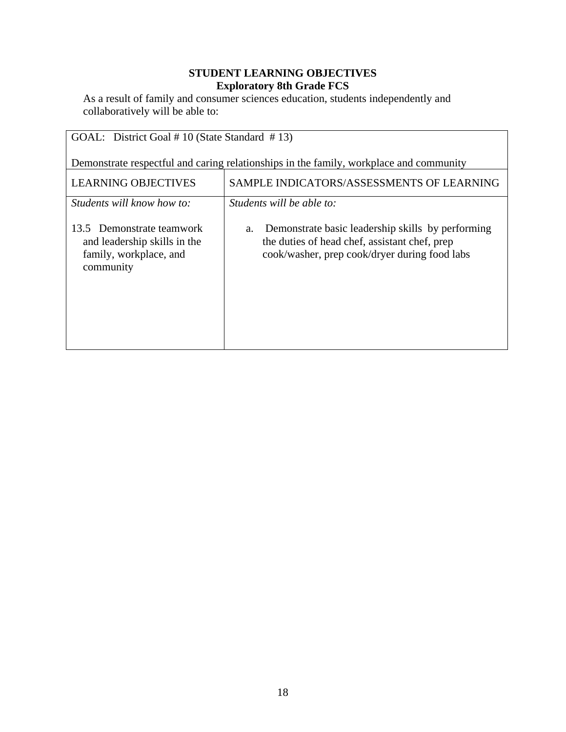**STUDENT LEARNING OBJECTIVES**
**Exploratory 8th Grade FCS**

As a result of family and consumer sciences education, students independently and collaboratively will be able to:

| GOAL: District Goal # 10 (State Standard # 13)<br><br>Demonstrate respectful and caring relationships in the family, workplace and community | |
|---|---|
| LEARNING OBJECTIVES | SAMPLE INDICATORS/ASSESSMENTS OF LEARNING |
| *Students will know how to:*<br><br>13.5 Demonstrate teamwork and leadership skills in the family, workplace, and community | *Students will be able to:*<br><br>a. Demonstrate basic leadership skills by performing the duties of head chef, assistant chef, prep cook/washer, prep cook/dryer during food labs |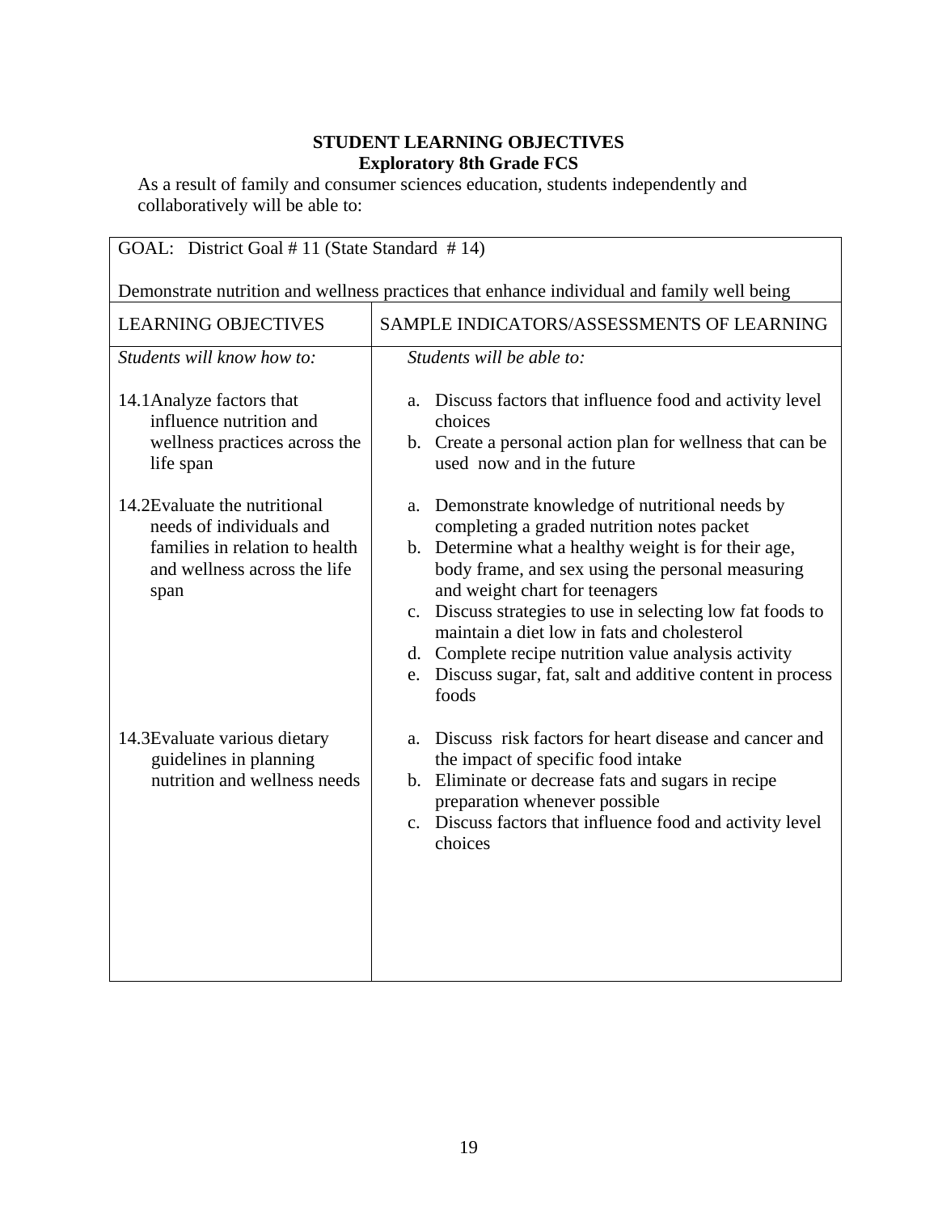**STUDENT LEARNING OBJECTIVES**
**Exploratory 8th Grade FCS**

As a result of family and consumer sciences education, students independently and collaboratively will be able to:

| GOAL: District Goal # 11 (State Standard # 14)<br><br>Demonstrate nutrition and wellness practices that enhance individual and family well being | |
|---|---|
| LEARNING OBJECTIVES | SAMPLE INDICATORS/ASSESSMENTS OF LEARNING |
| *Students will know how to:*<br><br>14.1 Analyze factors that influence nutrition and wellness practices across the life span | *Students will be able to:*<br><br>a. Discuss factors that influence food and activity level choices<br>b. Create a personal action plan for wellness that can be used now and in the future |
| 14.2 Evaluate the nutritional needs of individuals and families in relation to health and wellness across the life span | a. Demonstrate knowledge of nutritional needs by completing a graded nutrition notes packet<br>b. Determine what a healthy weight is for their age, body frame, and sex using the personal measuring and weight chart for teenagers<br>c. Discuss strategies to use in selecting low fat foods to maintain a diet low in fats and cholesterol<br>d. Complete recipe nutrition value analysis activity<br>e. Discuss sugar, fat, salt and additive content in process foods |
| 14.3 Evaluate various dietary guidelines in planning nutrition and wellness needs | a. Discuss risk factors for heart disease and cancer and the impact of specific food intake<br>b. Eliminate or decrease fats and sugars in recipe preparation whenever possible<br>c. Discuss factors that influence food and activity level choices |